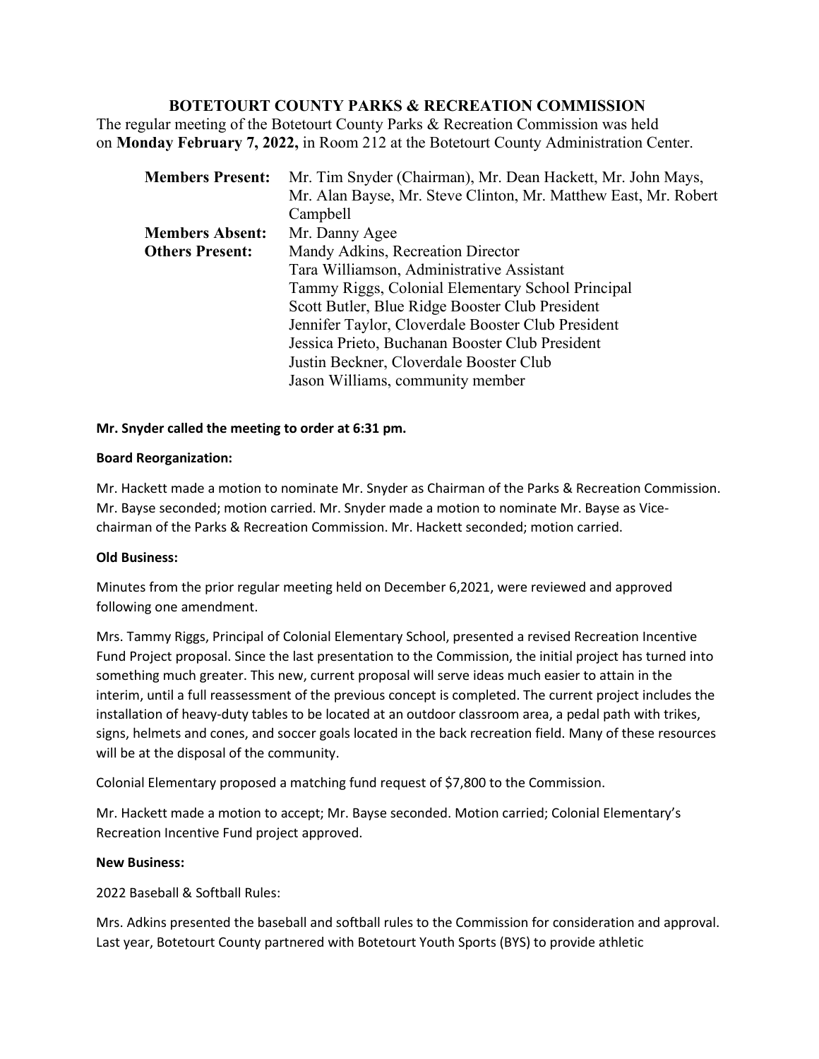## BOTETOURT COUNTY PARKS & RECREATION COMMISSION

The regular meeting of the Botetourt County Parks & Recreation Commission was held on **Monday February 7, 2022,** in Room 212 at the Botetourt County Administration Center.

| | |
|---|---|
| **Members Present:** | Mr. Tim Snyder (Chairman), Mr. Dean Hackett, Mr. John Mays, Mr. Alan Bayse, Mr. Steve Clinton, Mr. Matthew East, Mr. Robert Campbell |
| **Members Absent:** | Mr. Danny Agee |
| **Others Present:** | Mandy Adkins, Recreation Director<br>Tara Williamson, Administrative Assistant<br>Tammy Riggs, Colonial Elementary School Principal<br>Scott Butler, Blue Ridge Booster Club President<br>Jennifer Taylor, Cloverdale Booster Club President<br>Jessica Prieto, Buchanan Booster Club President<br>Justin Beckner, Cloverdale Booster Club<br>Jason Williams, community member |

**Mr. Snyder called the meeting to order at 6:31 pm.**

**Board Reorganization:**

Mr. Hackett made a motion to nominate Mr. Snyder as Chairman of the Parks & Recreation Commission. Mr. Bayse seconded; motion carried. Mr. Snyder made a motion to nominate Mr. Bayse as Vice-chairman of the Parks & Recreation Commission. Mr. Hackett seconded; motion carried.

**Old Business:**

Minutes from the prior regular meeting held on December 6,2021, were reviewed and approved following one amendment.

Mrs. Tammy Riggs, Principal of Colonial Elementary School, presented a revised Recreation Incentive Fund Project proposal. Since the last presentation to the Commission, the initial project has turned into something much greater. This new, current proposal will serve ideas much easier to attain in the interim, until a full reassessment of the previous concept is completed. The current project includes the installation of heavy-duty tables to be located at an outdoor classroom area, a pedal path with trikes, signs, helmets and cones, and soccer goals located in the back recreation field. Many of these resources will be at the disposal of the community.

Colonial Elementary proposed a matching fund request of $7,800 to the Commission.

Mr. Hackett made a motion to accept; Mr. Bayse seconded. Motion carried; Colonial Elementary's Recreation Incentive Fund project approved.

**New Business:**

2022 Baseball & Softball Rules:

Mrs. Adkins presented the baseball and softball rules to the Commission for consideration and approval. Last year, Botetourt County partnered with Botetourt Youth Sports (BYS) to provide athletic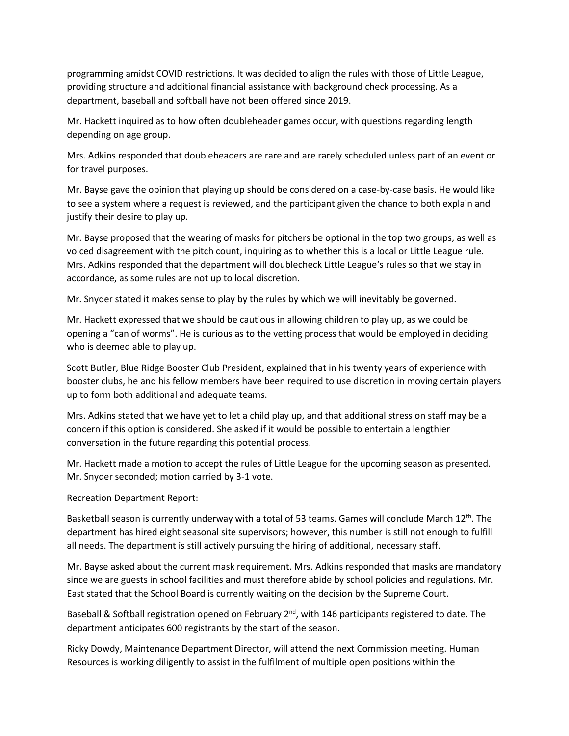programming amidst COVID restrictions. It was decided to align the rules with those of Little League, providing structure and additional financial assistance with background check processing. As a department, baseball and softball have not been offered since 2019.

Mr. Hackett inquired as to how often doubleheader games occur, with questions regarding length depending on age group.

Mrs. Adkins responded that doubleheaders are rare and are rarely scheduled unless part of an event or for travel purposes.

Mr. Bayse gave the opinion that playing up should be considered on a case-by-case basis. He would like to see a system where a request is reviewed, and the participant given the chance to both explain and justify their desire to play up.

Mr. Bayse proposed that the wearing of masks for pitchers be optional in the top two groups, as well as voiced disagreement with the pitch count, inquiring as to whether this is a local or Little League rule. Mrs. Adkins responded that the department will doublecheck Little League's rules so that we stay in accordance, as some rules are not up to local discretion.

Mr. Snyder stated it makes sense to play by the rules by which we will inevitably be governed.

Mr. Hackett expressed that we should be cautious in allowing children to play up, as we could be opening a "can of worms". He is curious as to the vetting process that would be employed in deciding who is deemed able to play up.

Scott Butler, Blue Ridge Booster Club President, explained that in his twenty years of experience with booster clubs, he and his fellow members have been required to use discretion in moving certain players up to form both additional and adequate teams.

Mrs. Adkins stated that we have yet to let a child play up, and that additional stress on staff may be a concern if this option is considered. She asked if it would be possible to entertain a lengthier conversation in the future regarding this potential process.

Mr. Hackett made a motion to accept the rules of Little League for the upcoming season as presented. Mr. Snyder seconded; motion carried by 3-1 vote.

Recreation Department Report:

Basketball season is currently underway with a total of 53 teams. Games will conclude March 12th. The department has hired eight seasonal site supervisors; however, this number is still not enough to fulfill all needs. The department is still actively pursuing the hiring of additional, necessary staff.

Mr. Bayse asked about the current mask requirement. Mrs. Adkins responded that masks are mandatory since we are guests in school facilities and must therefore abide by school policies and regulations. Mr. East stated that the School Board is currently waiting on the decision by the Supreme Court.

Baseball & Softball registration opened on February 2nd, with 146 participants registered to date. The department anticipates 600 registrants by the start of the season.

Ricky Dowdy, Maintenance Department Director, will attend the next Commission meeting. Human Resources is working diligently to assist in the fulfilment of multiple open positions within the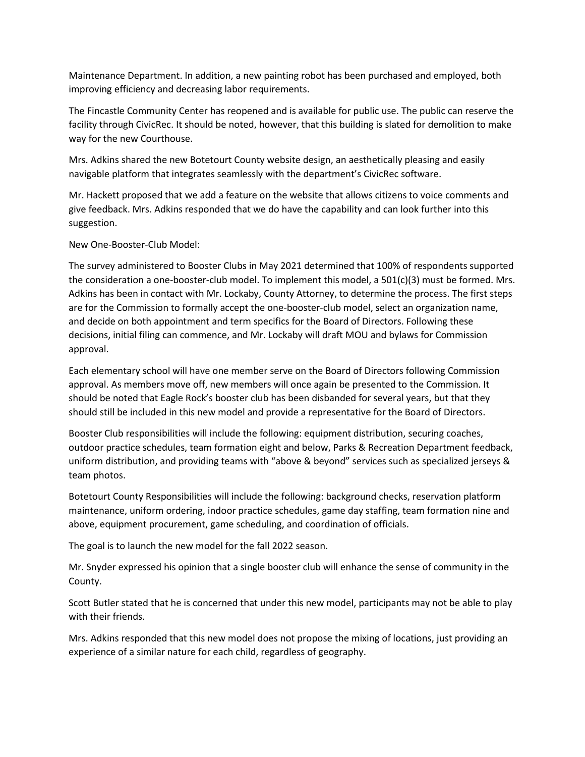Maintenance Department. In addition, a new painting robot has been purchased and employed, both improving efficiency and decreasing labor requirements.

The Fincastle Community Center has reopened and is available for public use. The public can reserve the facility through CivicRec. It should be noted, however, that this building is slated for demolition to make way for the new Courthouse.

Mrs. Adkins shared the new Botetourt County website design, an aesthetically pleasing and easily navigable platform that integrates seamlessly with the department's CivicRec software.

Mr. Hackett proposed that we add a feature on the website that allows citizens to voice comments and give feedback. Mrs. Adkins responded that we do have the capability and can look further into this suggestion.

New One-Booster-Club Model:

The survey administered to Booster Clubs in May 2021 determined that 100% of respondents supported the consideration a one-booster-club model. To implement this model, a 501(c)(3) must be formed. Mrs. Adkins has been in contact with Mr. Lockaby, County Attorney, to determine the process. The first steps are for the Commission to formally accept the one-booster-club model, select an organization name, and decide on both appointment and term specifics for the Board of Directors. Following these decisions, initial filing can commence, and Mr. Lockaby will draft MOU and bylaws for Commission approval.

Each elementary school will have one member serve on the Board of Directors following Commission approval. As members move off, new members will once again be presented to the Commission. It should be noted that Eagle Rock's booster club has been disbanded for several years, but that they should still be included in this new model and provide a representative for the Board of Directors.

Booster Club responsibilities will include the following: equipment distribution, securing coaches, outdoor practice schedules, team formation eight and below, Parks & Recreation Department feedback, uniform distribution, and providing teams with "above & beyond" services such as specialized jerseys & team photos.

Botetourt County Responsibilities will include the following: background checks, reservation platform maintenance, uniform ordering, indoor practice schedules, game day staffing, team formation nine and above, equipment procurement, game scheduling, and coordination of officials.

The goal is to launch the new model for the fall 2022 season.

Mr. Snyder expressed his opinion that a single booster club will enhance the sense of community in the County.

Scott Butler stated that he is concerned that under this new model, participants may not be able to play with their friends.

Mrs. Adkins responded that this new model does not propose the mixing of locations, just providing an experience of a similar nature for each child, regardless of geography.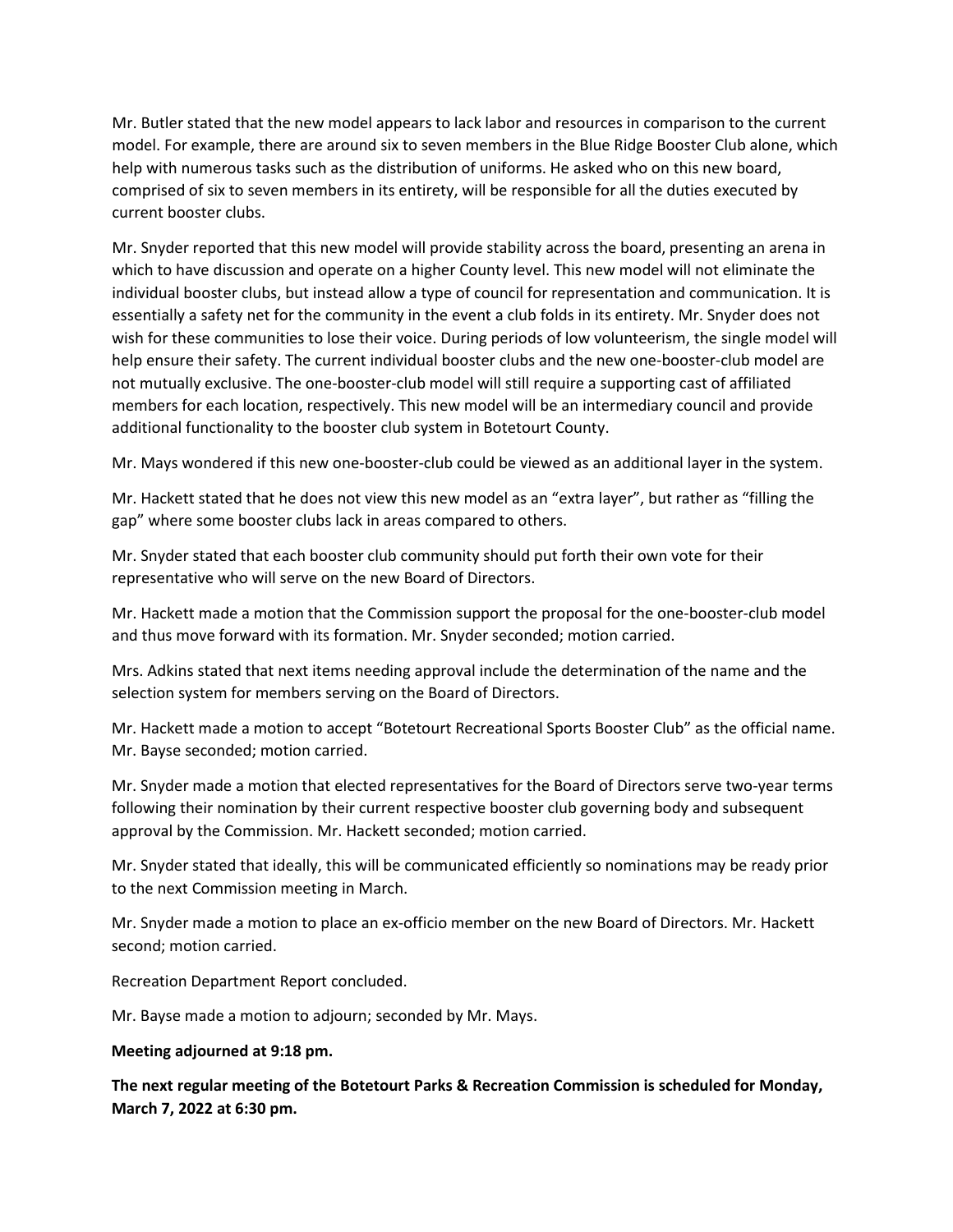Mr. Butler stated that the new model appears to lack labor and resources in comparison to the current model. For example, there are around six to seven members in the Blue Ridge Booster Club alone, which help with numerous tasks such as the distribution of uniforms. He asked who on this new board, comprised of six to seven members in its entirety, will be responsible for all the duties executed by current booster clubs.

Mr. Snyder reported that this new model will provide stability across the board, presenting an arena in which to have discussion and operate on a higher County level. This new model will not eliminate the individual booster clubs, but instead allow a type of council for representation and communication. It is essentially a safety net for the community in the event a club folds in its entirety. Mr. Snyder does not wish for these communities to lose their voice. During periods of low volunteerism, the single model will help ensure their safety. The current individual booster clubs and the new one-booster-club model are not mutually exclusive. The one-booster-club model will still require a supporting cast of affiliated members for each location, respectively. This new model will be an intermediary council and provide additional functionality to the booster club system in Botetourt County.

Mr. Mays wondered if this new one-booster-club could be viewed as an additional layer in the system.

Mr. Hackett stated that he does not view this new model as an "extra layer", but rather as "filling the gap" where some booster clubs lack in areas compared to others.

Mr. Snyder stated that each booster club community should put forth their own vote for their representative who will serve on the new Board of Directors.

Mr. Hackett made a motion that the Commission support the proposal for the one-booster-club model and thus move forward with its formation. Mr. Snyder seconded; motion carried.

Mrs. Adkins stated that next items needing approval include the determination of the name and the selection system for members serving on the Board of Directors.

Mr. Hackett made a motion to accept "Botetourt Recreational Sports Booster Club" as the official name. Mr. Bayse seconded; motion carried.

Mr. Snyder made a motion that elected representatives for the Board of Directors serve two-year terms following their nomination by their current respective booster club governing body and subsequent approval by the Commission. Mr. Hackett seconded; motion carried.

Mr. Snyder stated that ideally, this will be communicated efficiently so nominations may be ready prior to the next Commission meeting in March.

Mr. Snyder made a motion to place an ex-officio member on the new Board of Directors. Mr. Hackett second; motion carried.

Recreation Department Report concluded.

Mr. Bayse made a motion to adjourn; seconded by Mr. Mays.

**Meeting adjourned at 9:18 pm.**

**The next regular meeting of the Botetourt Parks & Recreation Commission is scheduled for Monday, March 7, 2022 at 6:30 pm.**